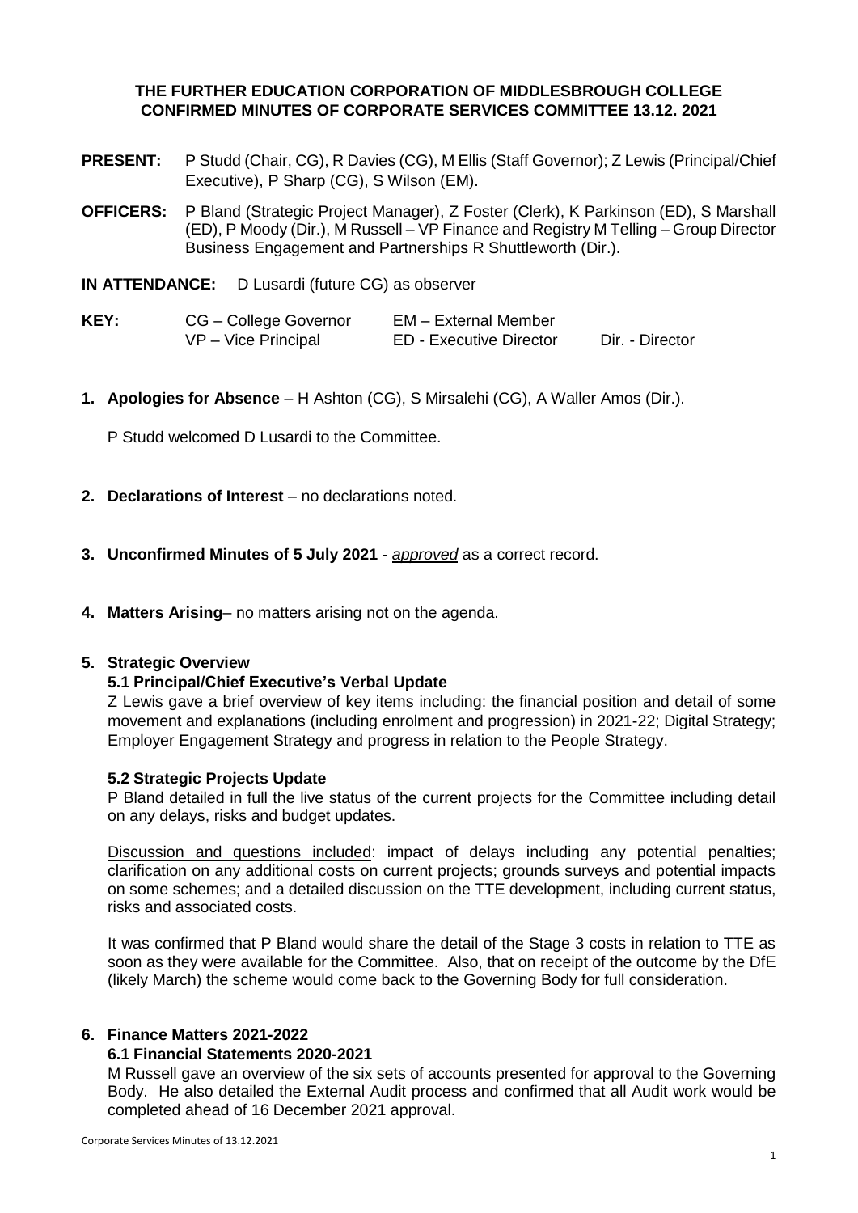**THE FURTHER EDUCATION CORPORATION OF MIDDLESBROUGH COLLEGE**
**CONFIRMED MINUTES OF CORPORATE SERVICES COMMITTEE 13.12. 2021**

**PRESENT:** P Studd (Chair, CG), R Davies (CG), M Ellis (Staff Governor); Z Lewis (Principal/Chief Executive), P Sharp (CG), S Wilson (EM).

**OFFICERS:** P Bland (Strategic Project Manager), Z Foster (Clerk), K Parkinson (ED), S Marshall (ED), P Moody (Dir.), M Russell – VP Finance and Registry M Telling – Group Director Business Engagement and Partnerships R Shuttleworth (Dir.).

**IN ATTENDANCE:** D Lusardi (future CG) as observer

| **KEY:** | CG – College Governor | EM – External Member | |
|---|---|---|---|
| | VP – Vice Principal | ED - Executive Director | Dir. - Director |

1. **Apologies for Absence** – H Ashton (CG), S Mirsalehi (CG), A Waller Amos (Dir.).

   P Studd welcomed D Lusardi to the Committee.

2. **Declarations of Interest** – no declarations noted.

3. **Unconfirmed Minutes of 5 July 2021** - *approved* as a correct record.

4. **Matters Arising**– no matters arising not on the agenda.

5. **Strategic Overview**

   **5.1 Principal/Chief Executive's Verbal Update**

   Z Lewis gave a brief overview of key items including: the financial position and detail of some movement and explanations (including enrolment and progression) in 2021-22; Digital Strategy; Employer Engagement Strategy and progress in relation to the People Strategy.

   **5.2 Strategic Projects Update**

   P Bland detailed in full the live status of the current projects for the Committee including detail on any delays, risks and budget updates.

   Discussion and questions included: impact of delays including any potential penalties; clarification on any additional costs on current projects; grounds surveys and potential impacts on some schemes; and a detailed discussion on the TTE development, including current status, risks and associated costs.

   It was confirmed that P Bland would share the detail of the Stage 3 costs in relation to TTE as soon as they were available for the Committee. Also, that on receipt of the outcome by the DfE (likely March) the scheme would come back to the Governing Body for full consideration.

6. **Finance Matters 2021-2022**

   **6.1 Financial Statements 2020-2021**

   M Russell gave an overview of the six sets of accounts presented for approval to the Governing Body. He also detailed the External Audit process and confirmed that all Audit work would be completed ahead of 16 December 2021 approval.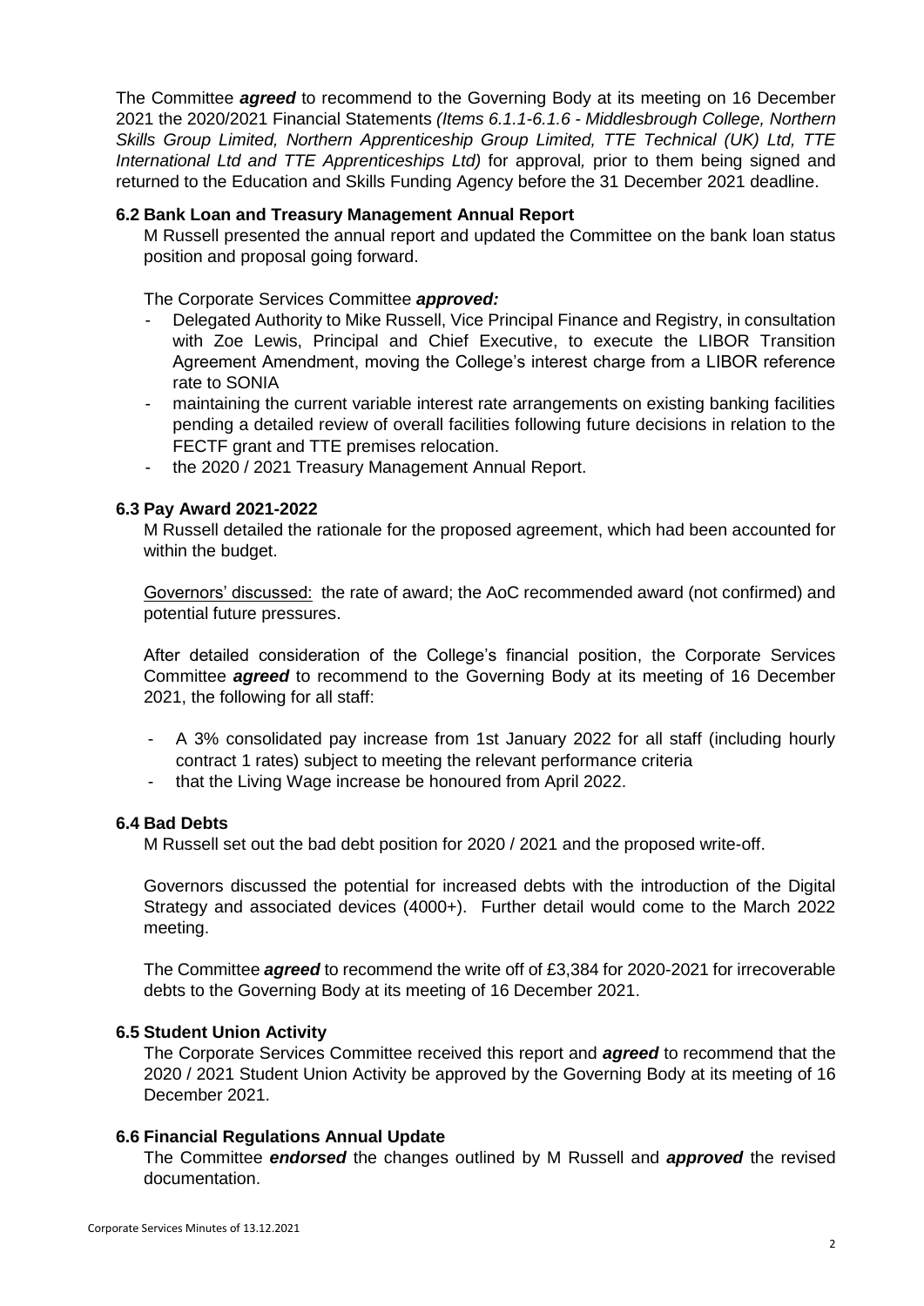The Committee ***agreed*** to recommend to the Governing Body at its meeting on 16 December 2021 the 2020/2021 Financial Statements *(Items 6.1.1-6.1.6 - Middlesbrough College, Northern Skills Group Limited, Northern Apprenticeship Group Limited, TTE Technical (UK) Ltd, TTE International Ltd and TTE Apprenticeships Ltd)* for approval*,* prior to them being signed and returned to the Education and Skills Funding Agency before the 31 December 2021 deadline.

**6.2 Bank Loan and Treasury Management Annual Report**

M Russell presented the annual report and updated the Committee on the bank loan status position and proposal going forward.

The Corporate Services Committee ***approved:***

- Delegated Authority to Mike Russell, Vice Principal Finance and Registry, in consultation with Zoe Lewis, Principal and Chief Executive, to execute the LIBOR Transition Agreement Amendment, moving the College's interest charge from a LIBOR reference rate to SONIA
- maintaining the current variable interest rate arrangements on existing banking facilities pending a detailed review of overall facilities following future decisions in relation to the FECTF grant and TTE premises relocation.
- the 2020 / 2021 Treasury Management Annual Report.

**6.3 Pay Award 2021-2022**

M Russell detailed the rationale for the proposed agreement, which had been accounted for within the budget.

Governors' discussed: the rate of award; the AoC recommended award (not confirmed) and potential future pressures.

After detailed consideration of the College's financial position, the Corporate Services Committee ***agreed*** to recommend to the Governing Body at its meeting of 16 December 2021, the following for all staff:

- A 3% consolidated pay increase from 1st January 2022 for all staff (including hourly contract 1 rates) subject to meeting the relevant performance criteria
- that the Living Wage increase be honoured from April 2022.

**6.4 Bad Debts**

M Russell set out the bad debt position for 2020 / 2021 and the proposed write-off.

Governors discussed the potential for increased debts with the introduction of the Digital Strategy and associated devices (4000+). Further detail would come to the March 2022 meeting.

The Committee ***agreed*** to recommend the write off of £3,384 for 2020-2021 for irrecoverable debts to the Governing Body at its meeting of 16 December 2021.

**6.5 Student Union Activity**

The Corporate Services Committee received this report and ***agreed*** to recommend that the 2020 / 2021 Student Union Activity be approved by the Governing Body at its meeting of 16 December 2021.

**6.6 Financial Regulations Annual Update**

The Committee ***endorsed*** the changes outlined by M Russell and ***approved*** the revised documentation.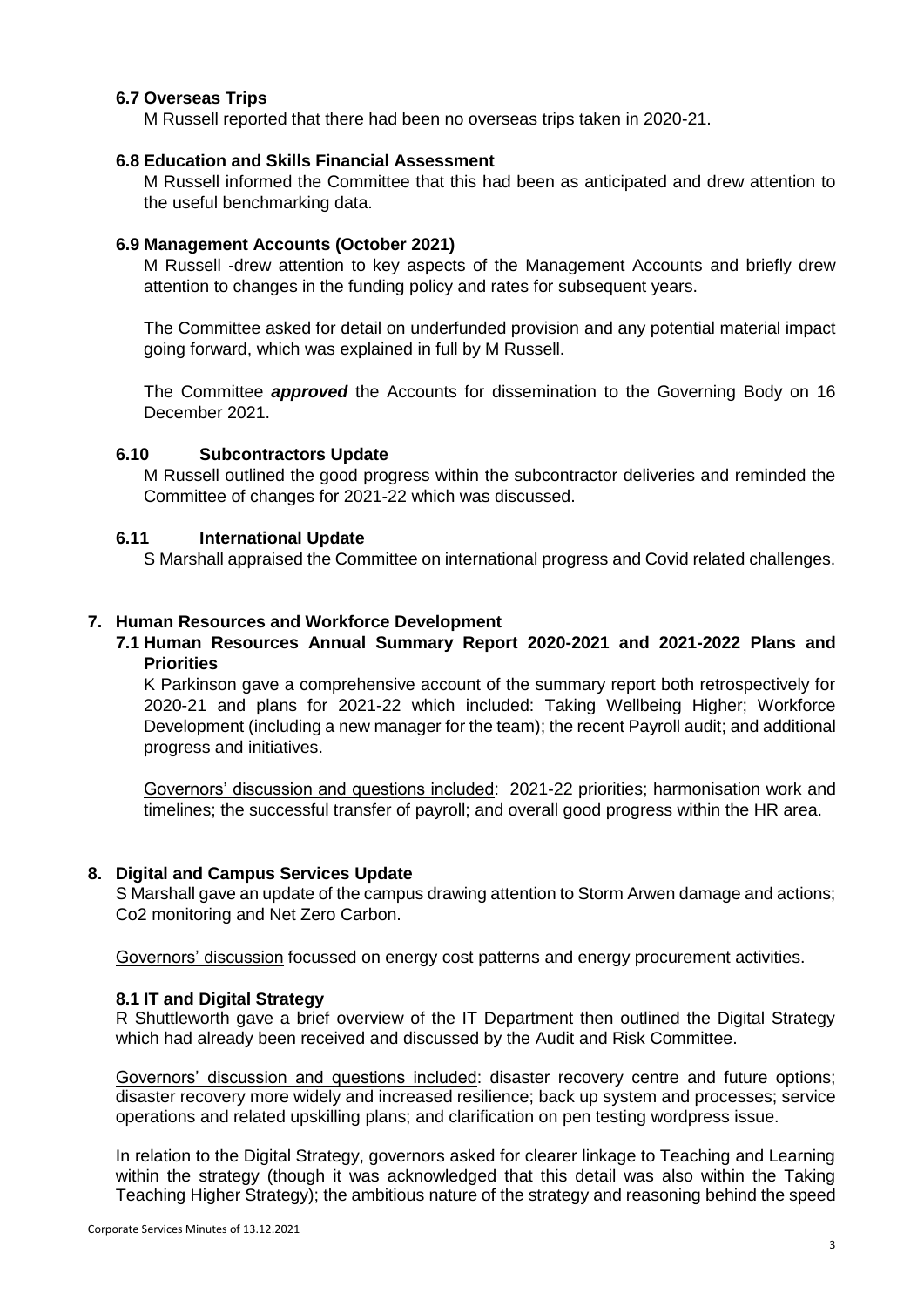### 6.7 Overseas Trips

M Russell reported that there had been no overseas trips taken in 2020-21.

### 6.8 Education and Skills Financial Assessment

M Russell informed the Committee that this had been as anticipated and drew attention to the useful benchmarking data.

### 6.9 Management Accounts (October 2021)

M Russell -drew attention to key aspects of the Management Accounts and briefly drew attention to changes in the funding policy and rates for subsequent years.

The Committee asked for detail on underfunded provision and any potential material impact going forward, which was explained in full by M Russell.

The Committee ***approved*** the Accounts for dissemination to the Governing Body on 16 December 2021.

### 6.10 Subcontractors Update

M Russell outlined the good progress within the subcontractor deliveries and reminded the Committee of changes for 2021-22 which was discussed.

### 6.11 International Update

S Marshall appraised the Committee on international progress and Covid related challenges.

## 7. Human Resources and Workforce Development

### 7.1 Human Resources Annual Summary Report 2020-2021 and 2021-2022 Plans and Priorities

K Parkinson gave a comprehensive account of the summary report both retrospectively for 2020-21 and plans for 2021-22 which included: Taking Wellbeing Higher; Workforce Development (including a new manager for the team); the recent Payroll audit; and additional progress and initiatives.

Governors' discussion and questions included: 2021-22 priorities; harmonisation work and timelines; the successful transfer of payroll; and overall good progress within the HR area.

## 8. Digital and Campus Services Update

S Marshall gave an update of the campus drawing attention to Storm Arwen damage and actions; Co2 monitoring and Net Zero Carbon.

Governors' discussion focussed on energy cost patterns and energy procurement activities.

### 8.1 IT and Digital Strategy

R Shuttleworth gave a brief overview of the IT Department then outlined the Digital Strategy which had already been received and discussed by the Audit and Risk Committee.

Governors' discussion and questions included: disaster recovery centre and future options; disaster recovery more widely and increased resilience; back up system and processes; service operations and related upskilling plans; and clarification on pen testing wordpress issue.

In relation to the Digital Strategy, governors asked for clearer linkage to Teaching and Learning within the strategy (though it was acknowledged that this detail was also within the Taking Teaching Higher Strategy); the ambitious nature of the strategy and reasoning behind the speed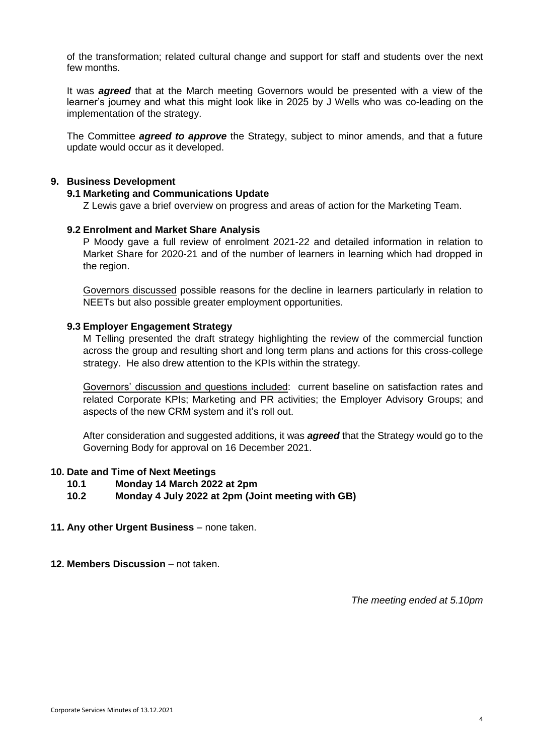of the transformation; related cultural change and support for staff and students over the next few months.

It was ***agreed*** that at the March meeting Governors would be presented with a view of the learner's journey and what this might look like in 2025 by J Wells who was co-leading on the implementation of the strategy.

The Committee ***agreed to approve*** the Strategy, subject to minor amends, and that a future update would occur as it developed.

## 9. Business Development

### 9.1 Marketing and Communications Update

Z Lewis gave a brief overview on progress and areas of action for the Marketing Team.

### 9.2 Enrolment and Market Share Analysis

P Moody gave a full review of enrolment 2021-22 and detailed information in relation to Market Share for 2020-21 and of the number of learners in learning which had dropped in the region.

<u>Governors discussed</u> possible reasons for the decline in learners particularly in relation to NEETs but also possible greater employment opportunities.

### 9.3 Employer Engagement Strategy

M Telling presented the draft strategy highlighting the review of the commercial function across the group and resulting short and long term plans and actions for this cross-college strategy. He also drew attention to the KPIs within the strategy.

<u>Governors' discussion and questions included</u>: current baseline on satisfaction rates and related Corporate KPIs; Marketing and PR activities; the Employer Advisory Groups; and aspects of the new CRM system and it's roll out.

After consideration and suggested additions, it was ***agreed*** that the Strategy would go to the Governing Body for approval on 16 December 2021.

## 10. Date and Time of Next Meetings

**10.1 Monday 14 March 2022 at 2pm**

**10.2 Monday 4 July 2022 at 2pm (Joint meeting with GB)**

**11. Any other Urgent Business** – none taken.

**12. Members Discussion** – not taken.

*The meeting ended at 5.10pm*